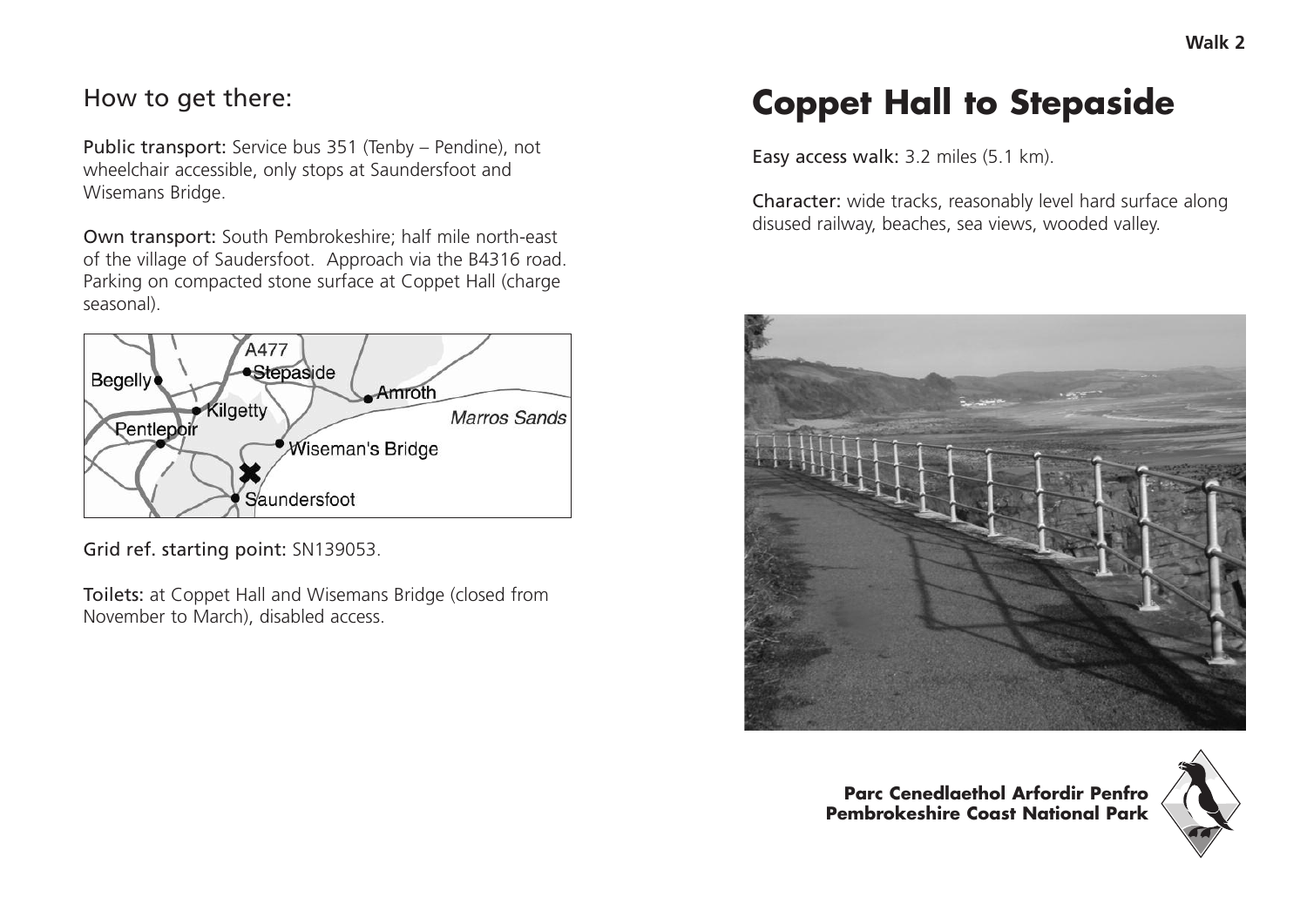## How to get there:

**Public transport:** Service bus 351 (Tenby – Pendine), not wheelchair accessible, only stops at Saundersfoot and Wisemans Bridge.

**Own transport:** South Pembrokeshire; half mile north-east of the village of Saudersfoot. Approach via the B4316 road. Parking on compacted stone surface at Coppet Hall (charge seasonal).

**Grid ref. starting point:** SN139053.

**Toilets:** at Coppet Hall and Wisemans Bridge (closed from November to March), disabled access.

# Coppet Hall to Stepaside

**Easy access walk:** 3.2 miles (5.1 km).

**Character:** wide tracks, reasonably level hard surface along disused railway, beaches, sea views, wooded valley.

**Parc Cenedlaethol Arfordir Penfro**
**Pembrokeshire Coast National Park**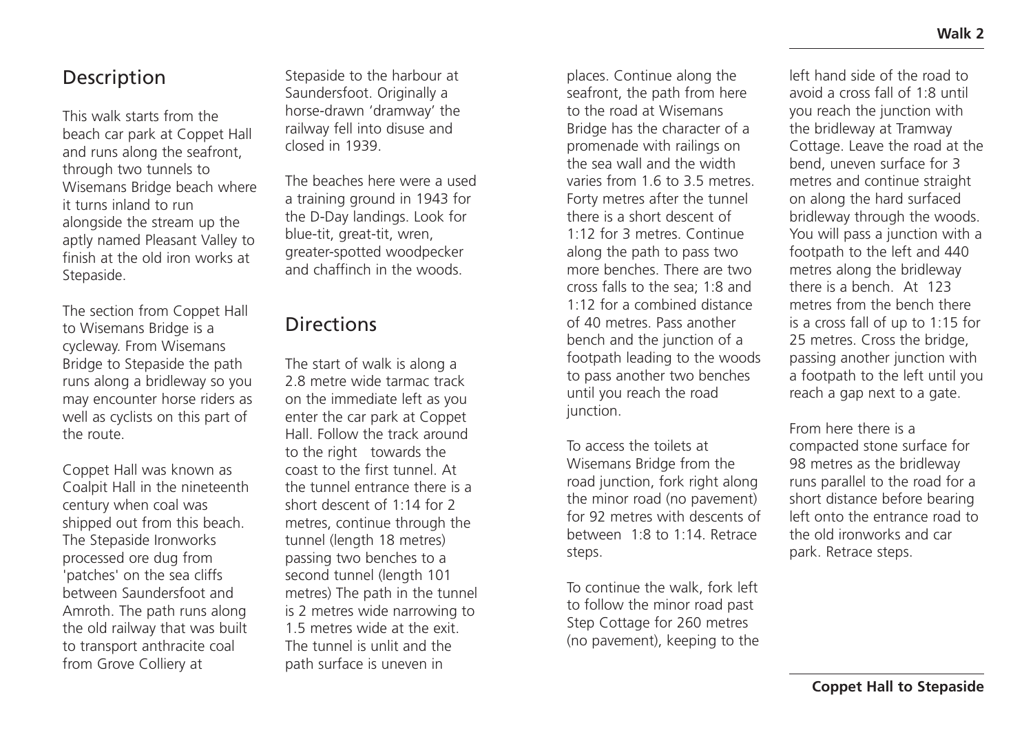## Description

This walk starts from the beach car park at Coppet Hall and runs along the seafront, through two tunnels to Wisemans Bridge beach where it turns inland to run alongside the stream up the aptly named Pleasant Valley to finish at the old iron works at Stepaside.

The section from Coppet Hall to Wisemans Bridge is a cycleway. From Wisemans Bridge to Stepaside the path runs along a bridleway so you may encounter horse riders as well as cyclists on this part of the route.

Coppet Hall was known as Coalpit Hall in the nineteenth century when coal was shipped out from this beach. The Stepaside Ironworks processed ore dug from 'patches' on the sea cliffs between Saundersfoot and Amroth. The path runs along the old railway that was built to transport anthracite coal from Grove Colliery at Stepaside to the harbour at Saundersfoot. Originally a horse-drawn 'dramway' the railway fell into disuse and closed in 1939.

The beaches here were a used a training ground in 1943 for the D-Day landings. Look for blue-tit, great-tit, wren, greater-spotted woodpecker and chaffinch in the woods.

## Directions

The start of walk is along a 2.8 metre wide tarmac track on the immediate left as you enter the car park at Coppet Hall. Follow the track around to the right towards the coast to the first tunnel. At the tunnel entrance there is a short descent of 1:14 for 2 metres, continue through the tunnel (length 18 metres) passing two benches to a second tunnel (length 101 metres) The path in the tunnel is 2 metres wide narrowing to 1.5 metres wide at the exit. The tunnel is unlit and the path surface is uneven in places. Continue along the seafront, the path from here to the road at Wisemans Bridge has the character of a promenade with railings on the sea wall and the width varies from 1.6 to 3.5 metres. Forty metres after the tunnel there is a short descent of 1:12 for 3 metres. Continue along the path to pass two more benches. There are two cross falls to the sea; 1:8 and 1:12 for a combined distance of 40 metres. Pass another bench and the junction of a footpath leading to the woods to pass another two benches until you reach the road junction.

To access the toilets at Wisemans Bridge from the road junction, fork right along the minor road (no pavement) for 92 metres with descents of between 1:8 to 1:14. Retrace steps.

To continue the walk, fork left to follow the minor road past Step Cottage for 260 metres (no pavement), keeping to the left hand side of the road to avoid a cross fall of 1:8 until you reach the junction with the bridleway at Tramway Cottage. Leave the road at the bend, uneven surface for 3 metres and continue straight on along the hard surfaced bridleway through the woods. You will pass a junction with a footpath to the left and 440 metres along the bridleway there is a bench. At 123 metres from the bench there is a cross fall of up to 1:15 for 25 metres. Cross the bridge, passing another junction with a footpath to the left until you reach a gap next to a gate.

From here there is a compacted stone surface for 98 metres as the bridleway runs parallel to the road for a short distance before bearing left onto the entrance road to the old ironworks and car park. Retrace steps.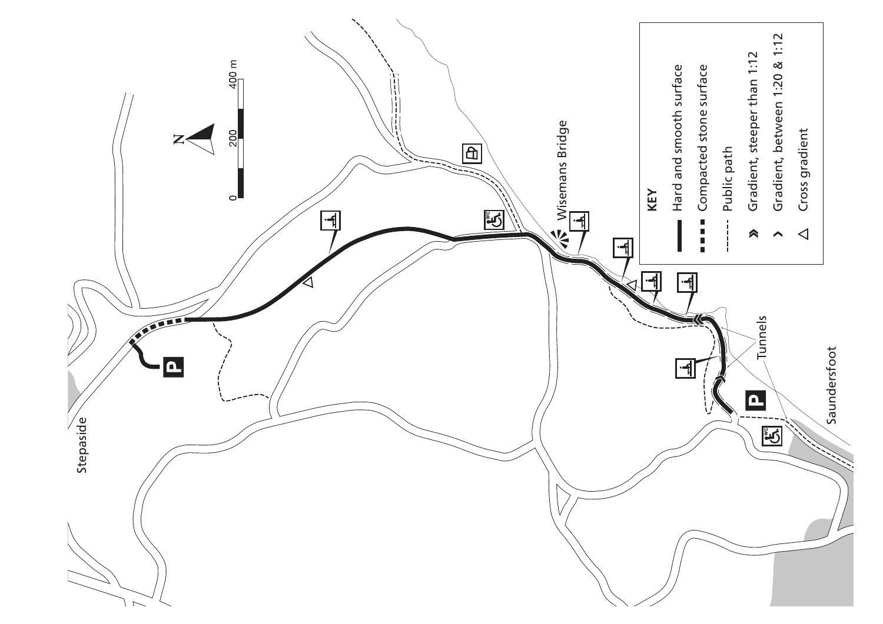Stepaside

Wisemans Bridge

Tunnels

Saundersfoot

N

0 200 400 m

**KEY**

Hard and smooth surface

Compacted stone surface

Public path

Gradient, steeper than 1:12

Gradient, between 1:20 & 1:12

Cross gradient